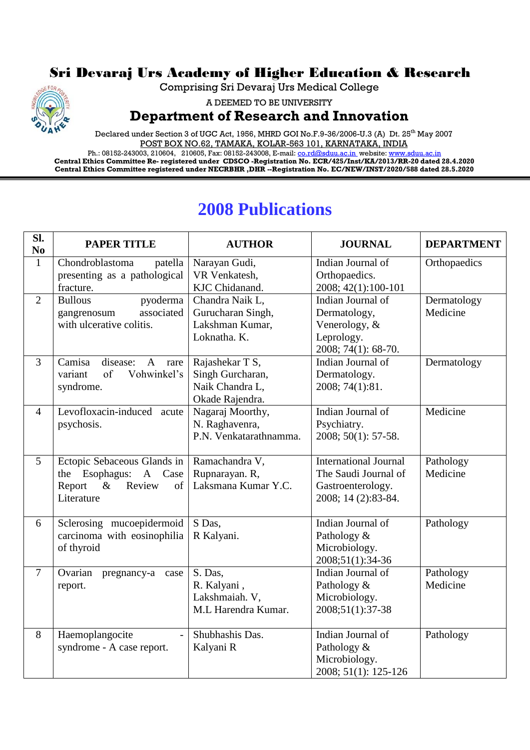# Sri Devaraj Urs Academy of Higher Education & Research

Comprising Sri Devaraj Urs Medical College

A DEEMED TO BE UNIVERSITY

## Department of Research and Innovation

Declared under Section 3 of UGC Act, 1956, MHRD GOI No.F.9-36/2006-U.3 (A) Dt. 25th May 2007

POST BOX NO.62, TAMAKA, KOLAR-563 101, KARNATAKA, INDIA

Ph.: 08152-243003, 210604, 210605, Fax: 08152-243008, E-mail: co.rd@sduu.ac.in website: www.sduu.ac.in

**Central Ethics Committee Re- registered under CDSCO -Registration No. ECR/425/Inst/KA/2013/RR-20 dated 28.4.2020**

**Central Ethics Committee registered under NECRBHR ,DHR --Registration No. EC/NEW/INST/2020/588 dated 28.5.2020**

# 2008 Publications

| Sl. No | PAPER TITLE | AUTHOR | JOURNAL | DEPARTMENT |
|---|---|---|---|---|
| 1 | Chondroblastoma patella presenting as a pathological fracture. | Narayan Gudi, VR Venkatesh, KJC Chidanand. | Indian Journal of Orthopaedics. 2008; 42(1):100-101 | Orthopaedics |
| 2 | Bullous pyoderma gangrenosum associated with ulcerative colitis. | Chandra Naik L, Gurucharan Singh, Lakshman Kumar, Loknatha. K. | Indian Journal of Dermatology, Venerology, & Leprology. 2008; 74(1): 68-70. | Dermatology Medicine |
| 3 | Camisa disease: A rare variant of Vohwinkel's syndrome. | Rajashekar T S, Singh Gurcharan, Naik Chandra L, Okade Rajendra. | Indian Journal of Dermatology. 2008; 74(1):81. | Dermatology |
| 4 | Levofloxacin-induced acute psychosis. | Nagaraj Moorthy, N. Raghavenra, P.N. Venkatarathnamma. | Indian Journal of Psychiatry. 2008; 50(1): 57-58. | Medicine |
| 5 | Ectopic Sebaceous Glands in the Esophagus: A Case Report & Review of Literature | Ramachandra V, Rupnarayan. R, Laksmana Kumar Y.C. | International Journal The Saudi Journal of Gastroenterology. 2008; 14 (2):83-84. | Pathology Medicine |
| 6 | Sclerosing mucoepidermoid carcinoma with eosinophilia of thyroid | S Das, R Kalyani. | Indian Journal of Pathology & Microbiology. 2008;51(1):34-36 | Pathology |
| 7 | Ovarian pregnancy-a case report. | S. Das, R. Kalyani , Lakshmaiah. V, M.L Harendra Kumar. | Indian Journal of Pathology & Microbiology. 2008;51(1):37-38 | Pathology Medicine |
| 8 | Haemoplangocite - syndrome - A case report. | Shubhashis Das. Kalyani R | Indian Journal of Pathology & Microbiology. 2008; 51(1): 125-126 | Pathology |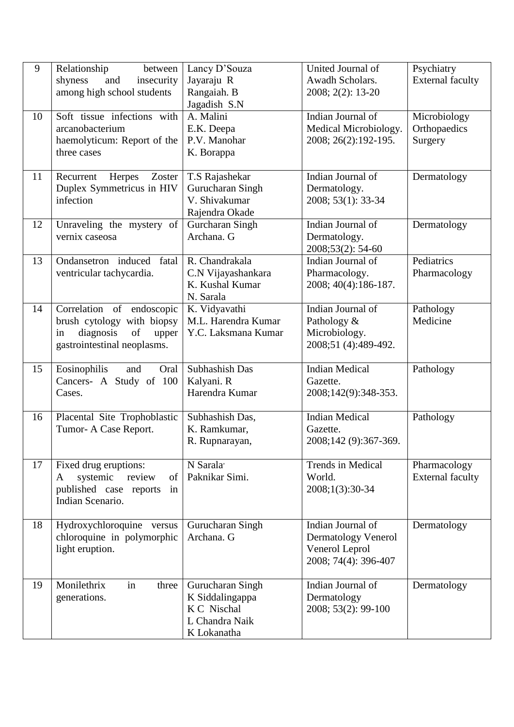| 9 | Relationship between shyness and insecurity among high school students | Lancy D'Souza<br>Jayaraju R<br>Rangaiah. B<br>Jagadish S.N | United Journal of Awadh Scholars. 2008; 2(2): 13-20 | Psychiatry<br>External faculty |
|---|---|---|---|---|
| 10 | Soft tissue infections with arcanobacterium haemolyticum: Report of the three cases | A. Malini<br>E.K. Deepa<br>P.V. Manohar<br>K. Borappa | Indian Journal of Medical Microbiology. 2008; 26(2):192-195. | Microbiology<br>Orthopaedics<br>Surgery |
| 11 | Recurrent Herpes Zoster Duplex Symmetricus in HIV infection | T.S Rajashekar<br>Gurucharan Singh<br>V. Shivakumar<br>Rajendra Okade | Indian Journal of Dermatology. 2008; 53(1): 33-34 | Dermatology |
| 12 | Unraveling the mystery of vernix caseosa | Gurcharan Singh<br>Archana. G | Indian Journal of Dermatology. 2008;53(2): 54-60 | Dermatology |
| 13 | Ondansetron induced fatal ventricular tachycardia. | R. Chandrakala<br>C.N Vijayashankara<br>K. Kushal Kumar<br>N. Sarala | Indian Journal of Pharmacology. 2008; 40(4):186-187. | Pediatrics<br>Pharmacology |
| 14 | Correlation of endoscopic brush cytology with biopsy in diagnosis of upper gastrointestinal neoplasms. | K. Vidyavathi<br>M.L. Harendra Kumar<br>Y.C. Laksmana Kumar | Indian Journal of Pathology & Microbiology. 2008;51 (4):489-492. | Pathology<br>Medicine |
| 15 | Eosinophilis and Oral Cancers- A Study of 100 Cases. | Subhashish Das<br>Kalyani. R<br>Harendra Kumar | Indian Medical Gazette. 2008;142(9):348-353. | Pathology |
| 16 | Placental Site Trophoblastic Tumor- A Case Report. | Subhashish Das,<br>K. Ramkumar,<br>R. Rupnarayan, | Indian Medical Gazette. 2008;142 (9):367-369. | Pathology |
| 17 | Fixed drug eruptions: A systemic review of published case reports in Indian Scenario. | N Sarala,<br>Paknikar Simi. | Trends in Medical World. 2008;1(3):30-34 | Pharmacology<br>External faculty |
| 18 | Hydroxychloroquine versus chloroquine in polymorphic light eruption. | Gurucharan Singh<br>Archana. G | Indian Journal of Dermatology Venerol Venerol Leprol 2008; 74(4): 396-407 | Dermatology |
| 19 | Monilethrix in three generations. | Gurucharan Singh<br>K Siddalingappa<br>K C Nischal<br>L Chandra Naik<br>K Lokanatha | Indian Journal of Dermatology 2008; 53(2): 99-100 | Dermatology |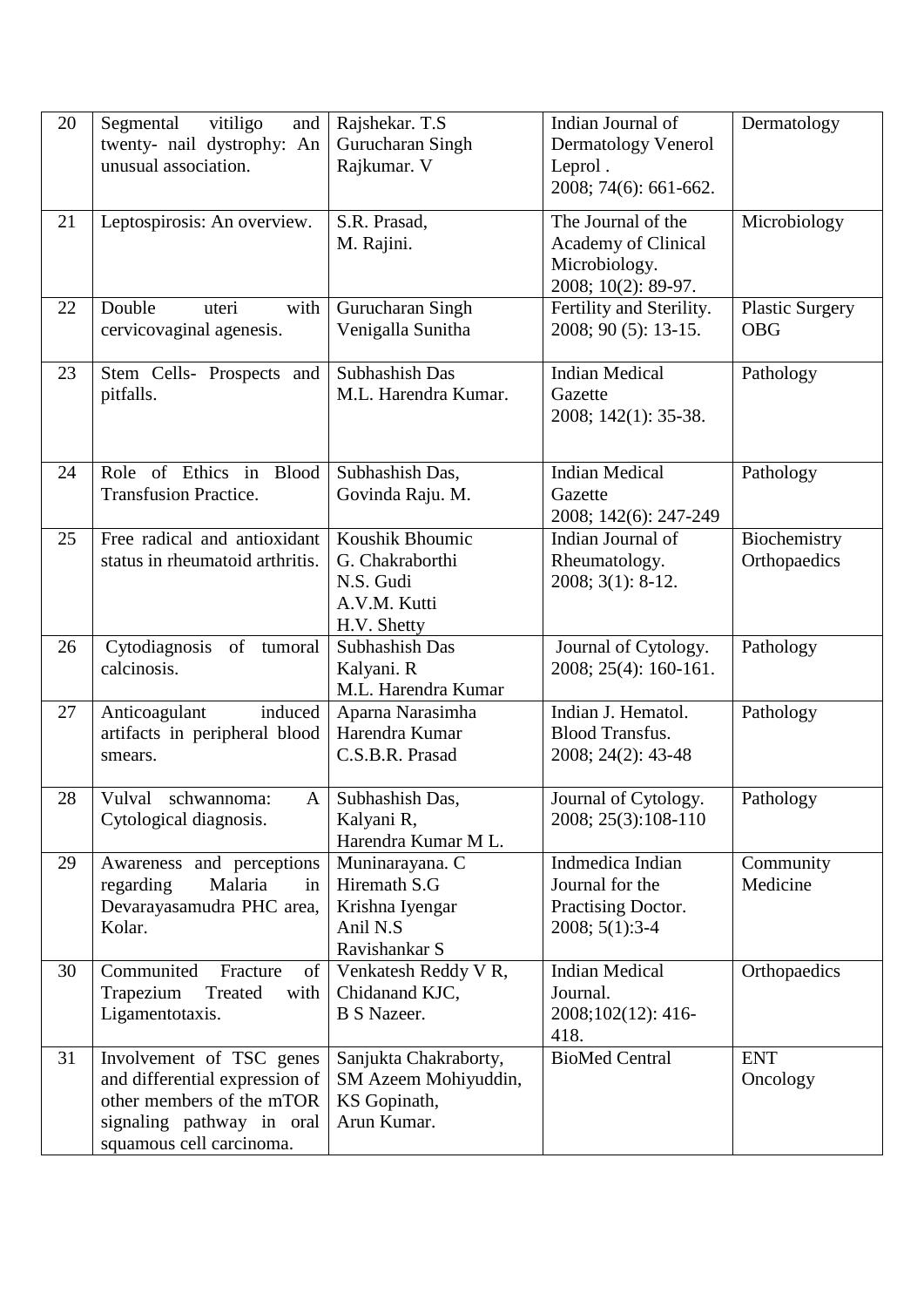| | | | | |
|---|---|---|---|---|
| 20 | Segmental vitiligo and twenty- nail dystrophy: An unusual association. | Rajshekar. T.S<br>Gurucharan Singh<br>Rajkumar. V | Indian Journal of Dermatology Venerol Leprol .<br>2008; 74(6): 661-662. | Dermatology |
| 21 | Leptospirosis: An overview. | S.R. Prasad,<br>M. Rajini. | The Journal of the Academy of Clinical Microbiology.<br>2008; 10(2): 89-97. | Microbiology |
| 22 | Double uteri with cervicovaginal agenesis. | Gurucharan Singh<br>Venigalla Sunitha | Fertility and Sterility.<br>2008; 90 (5): 13-15. | Plastic Surgery<br>OBG |
| 23 | Stem Cells- Prospects and pitfalls. | Subhashish Das<br>M.L. Harendra Kumar. | Indian Medical Gazette<br>2008; 142(1): 35-38. | Pathology |
| 24 | Role of Ethics in Blood Transfusion Practice. | Subhashish Das,<br>Govinda Raju. M. | Indian Medical Gazette<br>2008; 142(6): 247-249 | Pathology |
| 25 | Free radical and antioxidant status in rheumatoid arthritis. | Koushik Bhoumic<br>G. Chakraborthi<br>N.S. Gudi<br>A.V.M. Kutti<br>H.V. Shetty | Indian Journal of Rheumatology.<br>2008; 3(1): 8-12. | Biochemistry<br>Orthopaedics |
| 26 | Cytodiagnosis of tumoral calcinosis. | Subhashish Das<br>Kalyani. R<br>M.L. Harendra Kumar | Journal of Cytology.<br>2008; 25(4): 160-161. | Pathology |
| 27 | Anticoagulant induced artifacts in peripheral blood smears. | Aparna Narasimha<br>Harendra Kumar<br>C.S.B.R. Prasad | Indian J. Hematol. Blood Transfus.<br>2008; 24(2): 43-48 | Pathology |
| 28 | Vulval schwannoma: A Cytological diagnosis. | Subhashish Das,<br>Kalyani R,<br>Harendra Kumar M L. | Journal of Cytology.<br>2008; 25(3):108-110 | Pathology |
| 29 | Awareness and perceptions regarding Malaria in Devarayasamudra PHC area, Kolar. | Muninarayana. C<br>Hiremath S.G<br>Krishna Iyengar<br>Anil N.S<br>Ravishankar S | Indmedica Indian Journal for the Practising Doctor.<br>2008; 5(1):3-4 | Community Medicine |
| 30 | Communited Fracture of Trapezium Treated with Ligamentotaxis. | Venkatesh Reddy V R,<br>Chidanand KJC,<br>B S Nazeer. | Indian Medical Journal.<br>2008;102(12): 416-418. | Orthopaedics |
| 31 | Involvement of TSC genes and differential expression of other members of the mTOR signaling pathway in oral squamous cell carcinoma. | Sanjukta Chakraborty,<br>SM Azeem Mohiyuddin,<br>KS Gopinath,<br>Arun Kumar. | BioMed Central | ENT<br>Oncology |